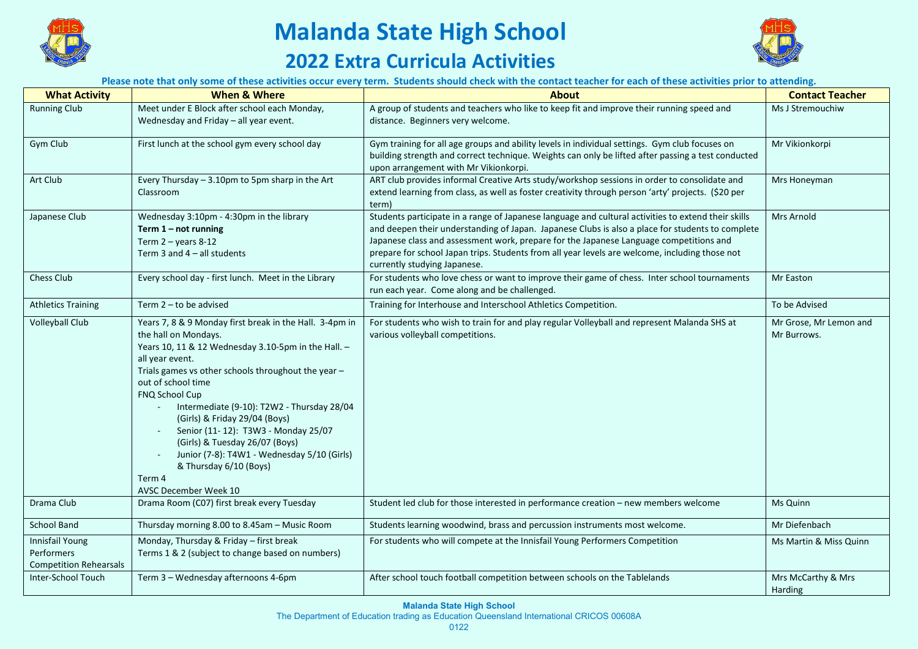# Malanda State High School

## 2022 Extra Curricula Activities

**Please note that only some of these activities occur every term. Students should check with the contact teacher for each of these activities prior to attending.**

| What Activity | When & Where | About | Contact Teacher |
|---|---|---|---|
| Running Club | Meet under E Block after school each Monday, Wednesday and Friday – all year event. | A group of students and teachers who like to keep fit and improve their running speed and distance. Beginners very welcome. | Ms J Stremouchiw |
| Gym Club | First lunch at the school gym every school day | Gym training for all age groups and ability levels in individual settings. Gym club focuses on building strength and correct technique. Weights can only be lifted after passing a test conducted upon arrangement with Mr Vikionkorpi. | Mr Vikionkorpi |
| Art Club | Every Thursday – 3.10pm to 5pm sharp in the Art Classroom | ART club provides informal Creative Arts study/workshop sessions in order to consolidate and extend learning from class, as well as foster creativity through person 'arty' projects. ($20 per term) | Mrs Honeyman |
| Japanese Club | Wednesday 3:10pm - 4:30pm in the library<br>**Term 1 – not running**<br>Term 2 – years 8-12<br>Term 3 and 4 – all students | Students participate in a range of Japanese language and cultural activities to extend their skills and deepen their understanding of Japan. Japanese Clubs is also a place for students to complete Japanese class and assessment work, prepare for the Japanese Language competitions and prepare for school Japan trips. Students from all year levels are welcome, including those not currently studying Japanese. | Mrs Arnold |
| Chess Club | Every school day - first lunch. Meet in the Library | For students who love chess or want to improve their game of chess. Inter school tournaments run each year. Come along and be challenged. | Mr Easton |
| Athletics Training | Term 2 – to be advised | Training for Interhouse and Interschool Athletics Competition. | To be Advised |
| Volleyball Club | Years 7, 8 & 9 Monday first break in the Hall. 3-4pm in the hall on Mondays.<br>Years 10, 11 & 12 Wednesday 3.10-5pm in the Hall. – all year event.<br>Trials games vs other schools throughout the year – out of school time<br>FNQ School Cup<br>- Intermediate (9-10): T2W2 - Thursday 28/04 (Girls) & Friday 29/04 (Boys)<br>- Senior (11- 12): T3W3 - Monday 25/07 (Girls) & Tuesday 26/07 (Boys)<br>- Junior (7-8): T4W1 - Wednesday 5/10 (Girls) & Thursday 6/10 (Boys)<br>Term 4<br>AVSC December Week 10 | For students who wish to train for and play regular Volleyball and represent Malanda SHS at various volleyball competitions. | Mr Grose, Mr Lemon and Mr Burrows. |
| Drama Club | Drama Room (C07) first break every Tuesday | Student led club for those interested in performance creation – new members welcome | Ms Quinn |
| School Band | Thursday morning 8.00 to 8.45am – Music Room | Students learning woodwind, brass and percussion instruments most welcome. | Mr Diefenbach |
| Innisfail Young Performers Competition Rehearsals | Monday, Thursday & Friday – first break<br>Terms 1 & 2 (subject to change based on numbers) | For students who will compete at the Innisfail Young Performers Competition | Ms Martin & Miss Quinn |
| Inter-School Touch | Term 3 – Wednesday afternoons 4-6pm | After school touch football competition between schools on the Tablelands | Mrs McCarthy & Mrs Harding |

**Malanda State High School**
The Department of Education trading as Education Queensland International CRICOS 00608A
0122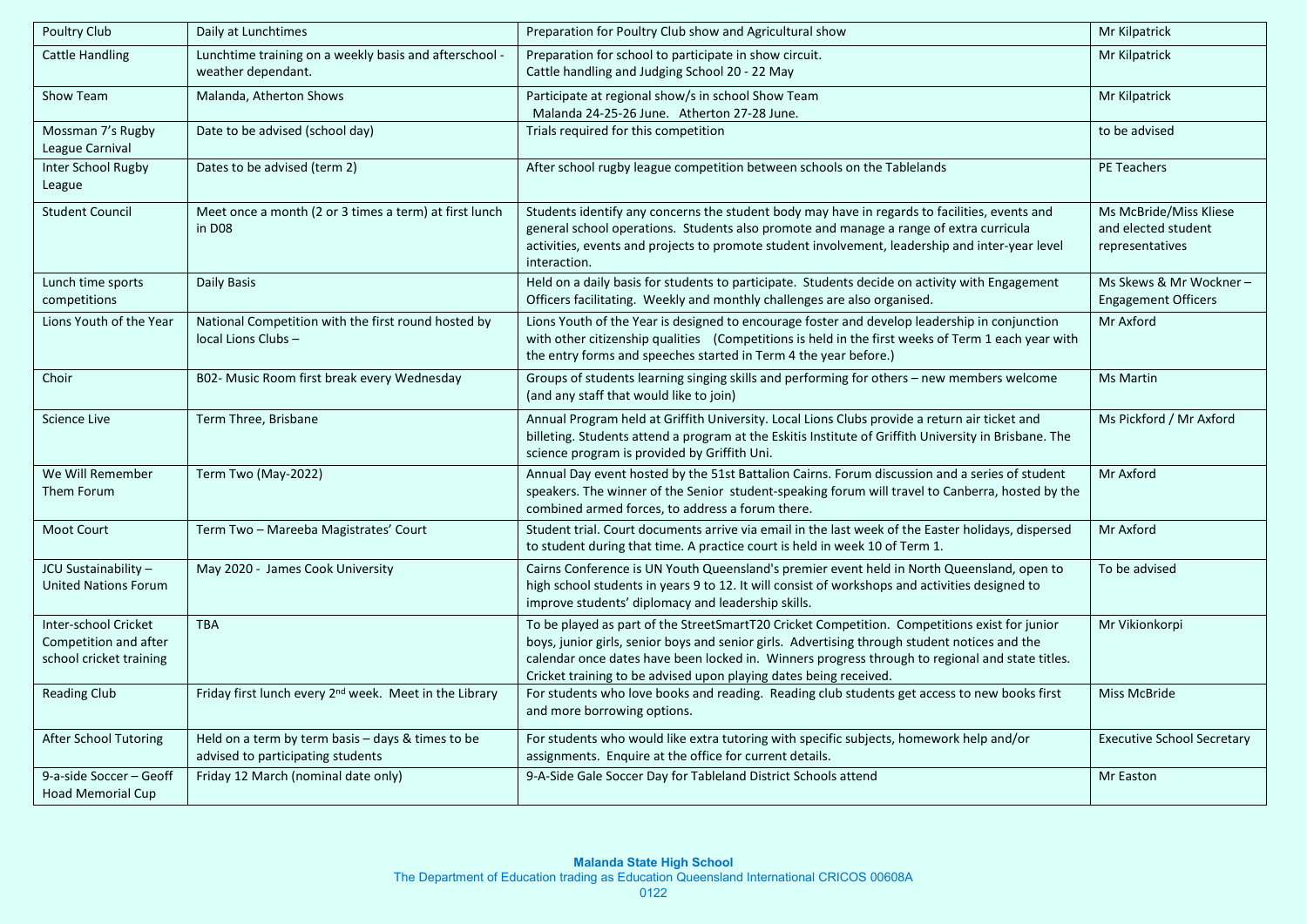| | | | |
|---|---|---|---|
| Poultry Club | Daily at Lunchtimes | Preparation for Poultry Club show and Agricultural show | Mr Kilpatrick |
| Cattle Handling | Lunchtime training on a weekly basis and afterschool - weather dependant. | Preparation for school to participate in show circuit. Cattle handling and Judging School 20 - 22 May | Mr Kilpatrick |
| Show Team | Malanda, Atherton Shows | Participate at regional show/s in school Show Team Malanda 24-25-26 June. Atherton 27-28 June. | Mr Kilpatrick |
| Mossman 7's Rugby League Carnival | Date to be advised (school day) | Trials required for this competition | to be advised |
| Inter School Rugby League | Dates to be advised (term 2) | After school rugby league competition between schools on the Tablelands | PE Teachers |
| Student Council | Meet once a month (2 or 3 times a term) at first lunch in D08 | Students identify any concerns the student body may have in regards to facilities, events and general school operations. Students also promote and manage a range of extra curricula activities, events and projects to promote student involvement, leadership and inter-year level interaction. | Ms McBride/Miss Kliese and elected student representatives |
| Lunch time sports competitions | Daily Basis | Held on a daily basis for students to participate. Students decide on activity with Engagement Officers facilitating. Weekly and monthly challenges are also organised. | Ms Skews & Mr Wockner – Engagement Officers |
| Lions Youth of the Year | National Competition with the first round hosted by local Lions Clubs – | Lions Youth of the Year is designed to encourage foster and develop leadership in conjunction with other citizenship qualities (Competitions is held in the first weeks of Term 1 each year with the entry forms and speeches started in Term 4 the year before.) | Mr Axford |
| Choir | B02- Music Room first break every Wednesday | Groups of students learning singing skills and performing for others – new members welcome (and any staff that would like to join) | Ms Martin |
| Science Live | Term Three, Brisbane | Annual Program held at Griffith University. Local Lions Clubs provide a return air ticket and billeting. Students attend a program at the Eskitis Institute of Griffith University in Brisbane. The science program is provided by Griffith Uni. | Ms Pickford / Mr Axford |
| We Will Remember Them Forum | Term Two (May-2022) | Annual Day event hosted by the 51st Battalion Cairns. Forum discussion and a series of student speakers. The winner of the Senior student-speaking forum will travel to Canberra, hosted by the combined armed forces, to address a forum there. | Mr Axford |
| Moot Court | Term Two – Mareeba Magistrates' Court | Student trial. Court documents arrive via email in the last week of the Easter holidays, dispersed to student during that time. A practice court is held in week 10 of Term 1. | Mr Axford |
| JCU Sustainability – United Nations Forum | May 2020 - James Cook University | Cairns Conference is UN Youth Queensland's premier event held in North Queensland, open to high school students in years 9 to 12. It will consist of workshops and activities designed to improve students' diplomacy and leadership skills. | To be advised |
| Inter-school Cricket Competition and after school cricket training | TBA | To be played as part of the StreetSmartT20 Cricket Competition. Competitions exist for junior boys, junior girls, senior boys and senior girls. Advertising through student notices and the calendar once dates have been locked in. Winners progress through to regional and state titles. Cricket training to be advised upon playing dates being received. | Mr Vikionkorpi |
| Reading Club | Friday first lunch every 2nd week. Meet in the Library | For students who love books and reading. Reading club students get access to new books first and more borrowing options. | Miss McBride |
| After School Tutoring | Held on a term by term basis – days & times to be advised to participating students | For students who would like extra tutoring with specific subjects, homework help and/or assignments. Enquire at the office for current details. | Executive School Secretary |
| 9-a-side Soccer – Geoff Hoad Memorial Cup | Friday 12 March (nominal date only) | 9-A-Side Gale Soccer Day for Tableland District Schools attend | Mr Easton |

**Malanda State High School**
The Department of Education trading as Education Queensland International CRICOS 00608A
0122